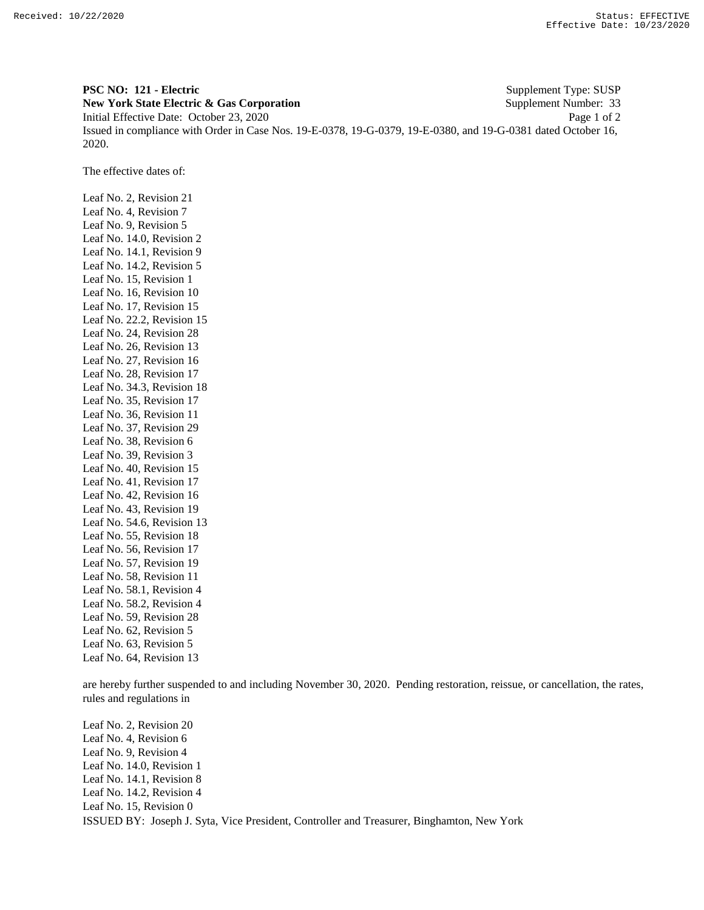**PSC NO: 121 - Electric** Supplement Type: SUSP
**New York State Electric & Gas Corporation** Supplement Number: 33
Initial Effective Date: October 23, 2020
Issued in compliance with Order in Case Nos. 19-E-0378, 19-G-0379, 19-E-0380, and 19-G-0381 dated October 16, 2020.

The effective dates of:

Leaf No. 2, Revision 21
Leaf No. 4, Revision 7
Leaf No. 9, Revision 5
Leaf No. 14.0, Revision 2
Leaf No. 14.1, Revision 9
Leaf No. 14.2, Revision 5
Leaf No. 15, Revision 1
Leaf No. 16, Revision 10
Leaf No. 17, Revision 15
Leaf No. 22.2, Revision 15
Leaf No. 24, Revision 28
Leaf No. 26, Revision 13
Leaf No. 27, Revision 16
Leaf No. 28, Revision 17
Leaf No. 34.3, Revision 18
Leaf No. 35, Revision 17
Leaf No. 36, Revision 11
Leaf No. 37, Revision 29
Leaf No. 38, Revision 6
Leaf No. 39, Revision 3
Leaf No. 40, Revision 15
Leaf No. 41, Revision 17
Leaf No. 42, Revision 16
Leaf No. 43, Revision 19
Leaf No. 54.6, Revision 13
Leaf No. 55, Revision 18
Leaf No. 56, Revision 17
Leaf No. 57, Revision 19
Leaf No. 58, Revision 11
Leaf No. 58.1, Revision 4
Leaf No. 58.2, Revision 4
Leaf No. 59, Revision 28
Leaf No. 62, Revision 5
Leaf No. 63, Revision 5
Leaf No. 64, Revision 13

are hereby further suspended to and including November 30, 2020. Pending restoration, reissue, or cancellation, the rates, rules and regulations in

Leaf No. 2, Revision 20
Leaf No. 4, Revision 6
Leaf No. 9, Revision 4
Leaf No. 14.0, Revision 1
Leaf No. 14.1, Revision 8
Leaf No. 14.2, Revision 4
Leaf No. 15, Revision 0

ISSUED BY: Joseph J. Syta, Vice President, Controller and Treasurer, Binghamton, New York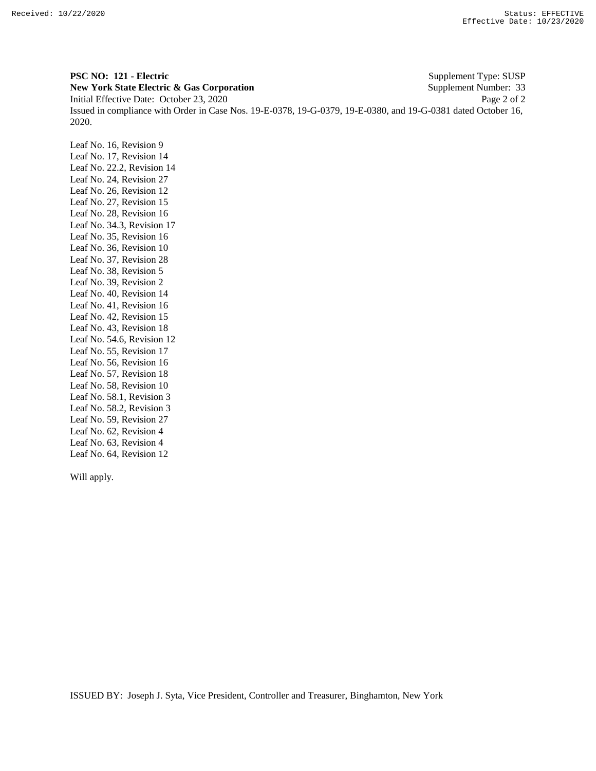**PSC NO: 121 - Electric** Supplement Type: SUSP
**New York State Electric & Gas Corporation** Supplement Number: 33
Initial Effective Date: October 23, 2020
Issued in compliance with Order in Case Nos. 19-E-0378, 19-G-0379, 19-E-0380, and 19-G-0381 dated October 16, 2020.

Leaf No. 16, Revision 9
Leaf No. 17, Revision 14
Leaf No. 22.2, Revision 14
Leaf No. 24, Revision 27
Leaf No. 26, Revision 12
Leaf No. 27, Revision 15
Leaf No. 28, Revision 16
Leaf No. 34.3, Revision 17
Leaf No. 35, Revision 16
Leaf No. 36, Revision 10
Leaf No. 37, Revision 28
Leaf No. 38, Revision 5
Leaf No. 39, Revision 2
Leaf No. 40, Revision 14
Leaf No. 41, Revision 16
Leaf No. 42, Revision 15
Leaf No. 43, Revision 18
Leaf No. 54.6, Revision 12
Leaf No. 55, Revision 17
Leaf No. 56, Revision 16
Leaf No. 57, Revision 18
Leaf No. 58, Revision 10
Leaf No. 58.1, Revision 3
Leaf No. 58.2, Revision 3
Leaf No. 59, Revision 27
Leaf No. 62, Revision 4
Leaf No. 63, Revision 4
Leaf No. 64, Revision 12

Will apply.

ISSUED BY: Joseph J. Syta, Vice President, Controller and Treasurer, Binghamton, New York